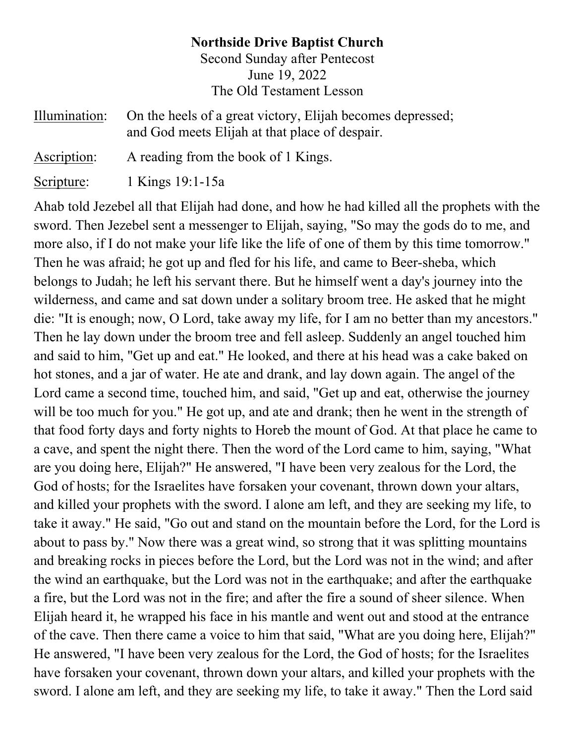**Northside Drive Baptist Church**

Second Sunday after Pentecost

June 19, 2022

The Old Testament Lesson

<u>Illumination</u>: On the heels of a great victory, Elijah becomes depressed; and God meets Elijah at that place of despair.

<u>Ascription</u>: A reading from the book of 1 Kings.

<u>Scripture</u>: 1 Kings 19:1-15a

Ahab told Jezebel all that Elijah had done, and how he had killed all the prophets with the sword. Then Jezebel sent a messenger to Elijah, saying, "So may the gods do to me, and more also, if I do not make your life like the life of one of them by this time tomorrow." Then he was afraid; he got up and fled for his life, and came to Beer-sheba, which belongs to Judah; he left his servant there. But he himself went a day's journey into the wilderness, and came and sat down under a solitary broom tree. He asked that he might die: "It is enough; now, O Lord, take away my life, for I am no better than my ancestors." Then he lay down under the broom tree and fell asleep. Suddenly an angel touched him and said to him, "Get up and eat." He looked, and there at his head was a cake baked on hot stones, and a jar of water. He ate and drank, and lay down again. The angel of the Lord came a second time, touched him, and said, "Get up and eat, otherwise the journey will be too much for you." He got up, and ate and drank; then he went in the strength of that food forty days and forty nights to Horeb the mount of God. At that place he came to a cave, and spent the night there. Then the word of the Lord came to him, saying, "What are you doing here, Elijah?" He answered, "I have been very zealous for the Lord, the God of hosts; for the Israelites have forsaken your covenant, thrown down your altars, and killed your prophets with the sword. I alone am left, and they are seeking my life, to take it away." He said, "Go out and stand on the mountain before the Lord, for the Lord is about to pass by." Now there was a great wind, so strong that it was splitting mountains and breaking rocks in pieces before the Lord, but the Lord was not in the wind; and after the wind an earthquake, but the Lord was not in the earthquake; and after the earthquake a fire, but the Lord was not in the fire; and after the fire a sound of sheer silence. When Elijah heard it, he wrapped his face in his mantle and went out and stood at the entrance of the cave. Then there came a voice to him that said, "What are you doing here, Elijah?" He answered, "I have been very zealous for the Lord, the God of hosts; for the Israelites have forsaken your covenant, thrown down your altars, and killed your prophets with the sword. I alone am left, and they are seeking my life, to take it away." Then the Lord said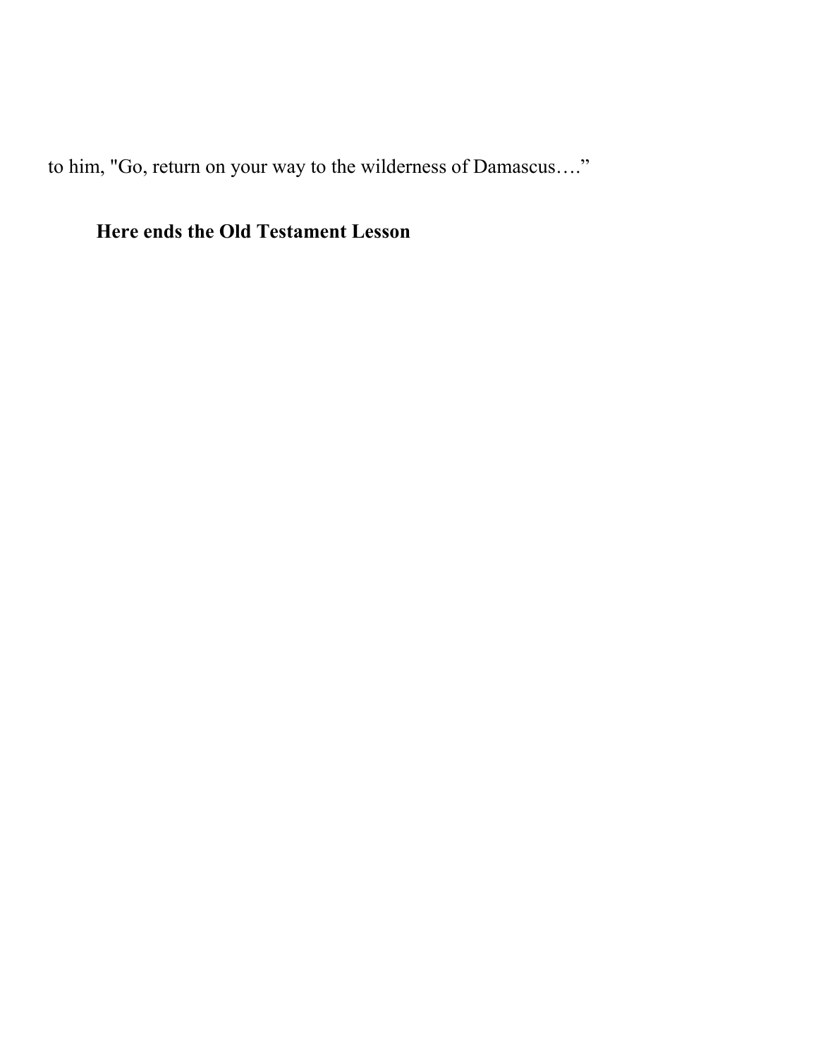to him, "Go, return on your way to the wilderness of Damascus…."

**Here ends the Old Testament Lesson**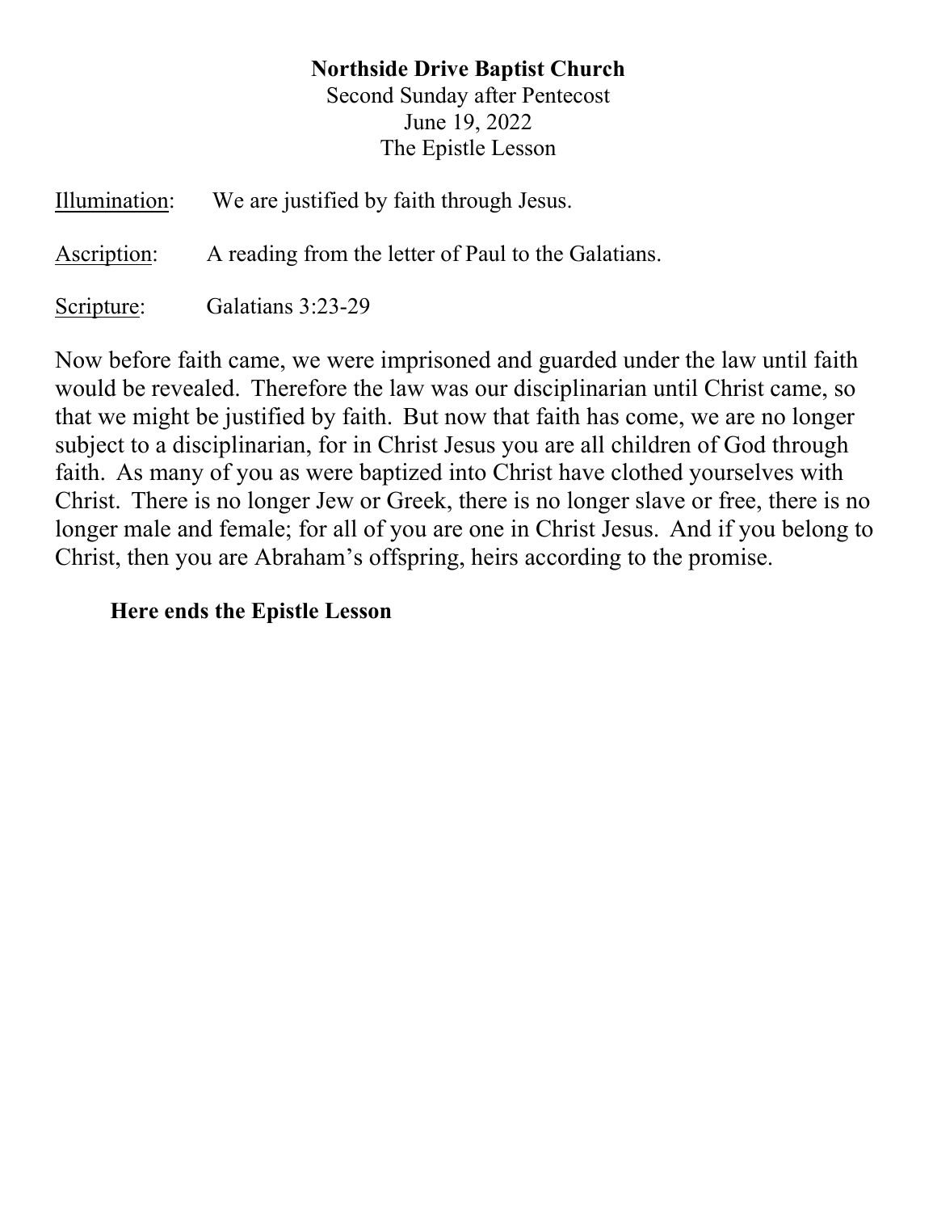**Northside Drive Baptist Church**
Second Sunday after Pentecost
June 19, 2022
The Epistle Lesson

Illumination: We are justified by faith through Jesus.

Ascription: A reading from the letter of Paul to the Galatians.

Scripture: Galatians 3:23-29

Now before faith came, we were imprisoned and guarded under the law until faith would be revealed. Therefore the law was our disciplinarian until Christ came, so that we might be justified by faith. But now that faith has come, we are no longer subject to a disciplinarian, for in Christ Jesus you are all children of God through faith. As many of you as were baptized into Christ have clothed yourselves with Christ. There is no longer Jew or Greek, there is no longer slave or free, there is no longer male and female; for all of you are one in Christ Jesus. And if you belong to Christ, then you are Abraham's offspring, heirs according to the promise.

**Here ends the Epistle Lesson**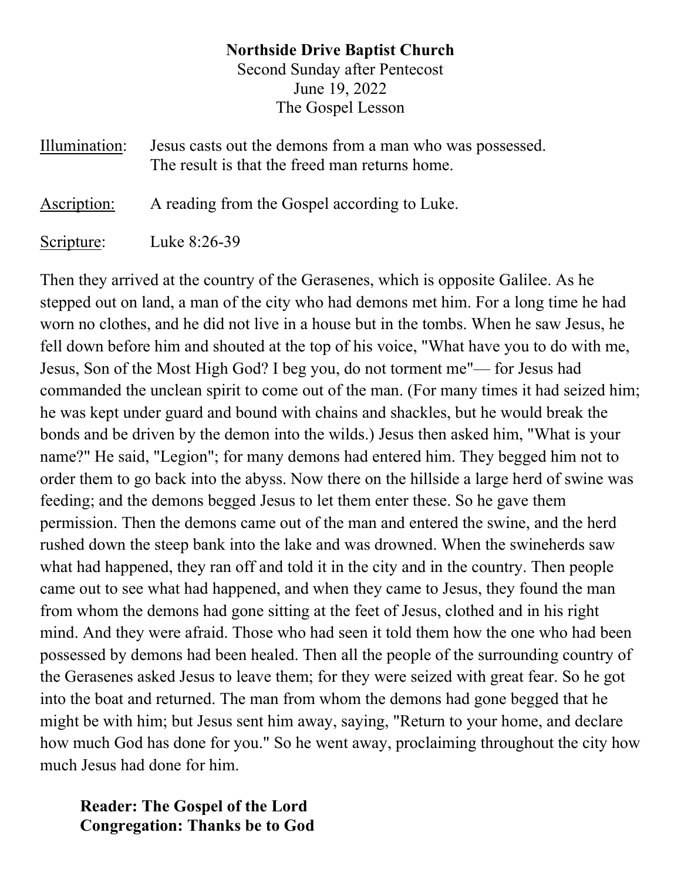**Northside Drive Baptist Church**
Second Sunday after Pentecost
June 19, 2022
The Gospel Lesson

Illumination: Jesus casts out the demons from a man who was possessed. The result is that the freed man returns home.

Ascription: A reading from the Gospel according to Luke.

Scripture: Luke 8:26-39

Then they arrived at the country of the Gerasenes, which is opposite Galilee. As he stepped out on land, a man of the city who had demons met him. For a long time he had worn no clothes, and he did not live in a house but in the tombs. When he saw Jesus, he fell down before him and shouted at the top of his voice, "What have you to do with me, Jesus, Son of the Most High God? I beg you, do not torment me"— for Jesus had commanded the unclean spirit to come out of the man. (For many times it had seized him; he was kept under guard and bound with chains and shackles, but he would break the bonds and be driven by the demon into the wilds.) Jesus then asked him, "What is your name?" He said, "Legion"; for many demons had entered him. They begged him not to order them to go back into the abyss. Now there on the hillside a large herd of swine was feeding; and the demons begged Jesus to let them enter these. So he gave them permission. Then the demons came out of the man and entered the swine, and the herd rushed down the steep bank into the lake and was drowned. When the swineherds saw what had happened, they ran off and told it in the city and in the country. Then people came out to see what had happened, and when they came to Jesus, they found the man from whom the demons had gone sitting at the feet of Jesus, clothed and in his right mind. And they were afraid. Those who had seen it told them how the one who had been possessed by demons had been healed. Then all the people of the surrounding country of the Gerasenes asked Jesus to leave them; for they were seized with great fear. So he got into the boat and returned. The man from whom the demons had gone begged that he might be with him; but Jesus sent him away, saying, "Return to your home, and declare how much God has done for you." So he went away, proclaiming throughout the city how much Jesus had done for him.

**Reader: The Gospel of the Lord**
**Congregation: Thanks be to God**